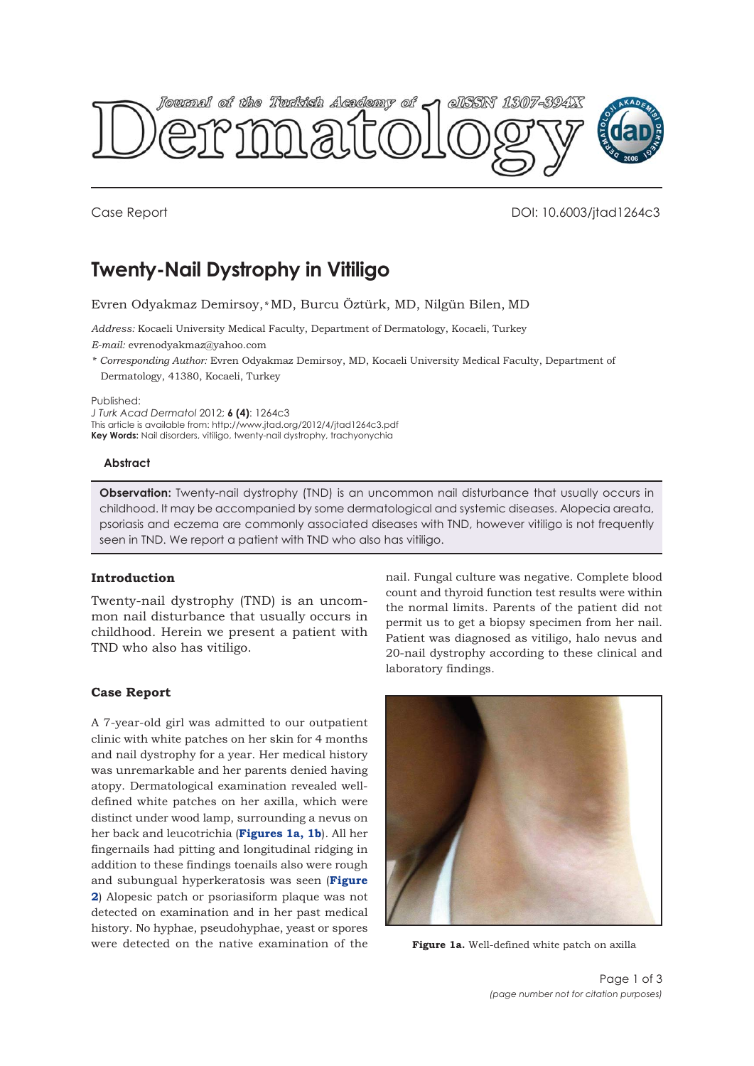# Journal of the Turkish Academy of Dermatology

eISSN 1307-394X

Case Report

DOI: 10.6003/jtad1264c3

# Twenty-Nail Dystrophy in Vitiligo

Evren Odyakmaz Demirsoy,* MD, Burcu Öztürk, MD, Nilgün Bilen, MD

*Address:* Kocaeli University Medical Faculty, Department of Dermatology, Kocaeli, Turkey

*E-mail:* evrenodyakmaz@yahoo.com

*\* Corresponding Author:* Evren Odyakmaz Demirsoy, MD, Kocaeli University Medical Faculty, Department of Dermatology, 41380, Kocaeli, Turkey

Published:
*J Turk Acad Dermatol* 2012; **6 (4)**: 1264c3
This article is available from: http://www.jtad.org/2012/4/jtad1264c3.pdf
**Key Words:** Nail disorders, vitiligo, twenty-nail dystrophy, trachyonychia

### Abstract

**Observation:** Twenty-nail dystrophy (TND) is an uncommon nail disturbance that usually occurs in childhood. It may be accompanied by some dermatological and systemic diseases. Alopecia areata, psoriasis and eczema are commonly associated diseases with TND, however vitiligo is not frequently seen in TND. We report a patient with TND who also has vitiligo.

## Introduction

Twenty-nail dystrophy (TND) is an uncommon nail disturbance that usually occurs in childhood. Herein we present a patient with TND who also has vitiligo.

## Case Report

A 7-year-old girl was admitted to our outpatient clinic with white patches on her skin for 4 months and nail dystrophy for a year. Her medical history was unremarkable and her parents denied having atopy. Dermatological examination revealed well-defined white patches on her axilla, which were distinct under wood lamp, surrounding a nevus on her back and leucotrichia (**Figures 1a, 1b**). All her fingernails had pitting and longitudinal ridging in addition to these findings toenails also were rough and subungual hyperkeratosis was seen (**Figure 2**) Alopesic patch or psoriasiform plaque was not detected on examination and in her past medical history. No hyphae, pseudohyphae, yeast or spores were detected on the native examination of the nail. Fungal culture was negative. Complete blood count and thyroid function test results were within the normal limits. Parents of the patient did not permit us to get a biopsy specimen from her nail. Patient was diagnosed as vitiligo, halo nevus and 20-nail dystrophy according to these clinical and laboratory findings.

**Figure 1a.** Well-defined white patch on axilla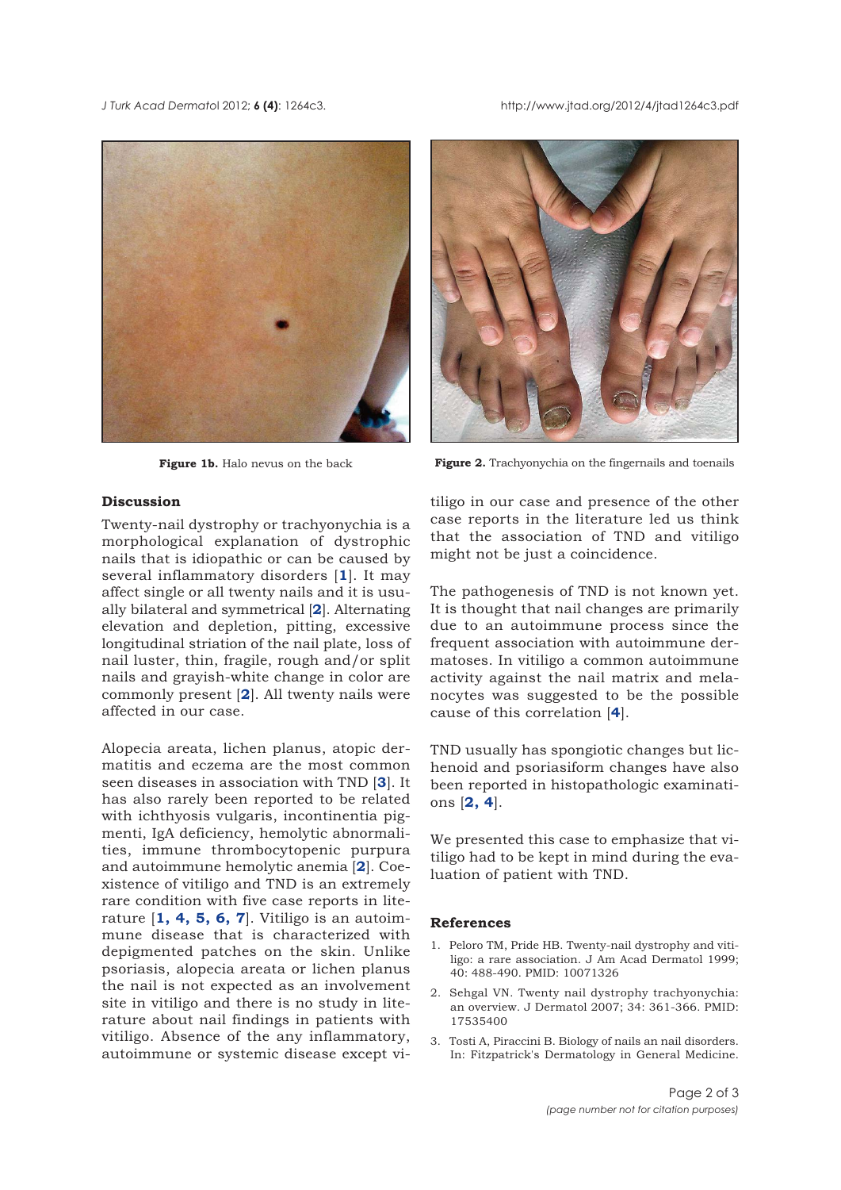**Figure 1b.** Halo nevus on the back

**Figure 2.** Trachyonychia on the fingernails and toenails

## Discussion

Twenty-nail dystrophy or trachyonychia is a morphological explanation of dystrophic nails that is idiopathic or can be caused by several inflammatory disorders [**1**]. It may affect single or all twenty nails and it is usually bilateral and symmetrical [**2**]. Alternating elevation and depletion, pitting, excessive longitudinal striation of the nail plate, loss of nail luster, thin, fragile, rough and/or split nails and grayish-white change in color are commonly present [**2**]. All twenty nails were affected in our case.

Alopecia areata, lichen planus, atopic dermatitis and eczema are the most common seen diseases in association with TND [**3**]. It has also rarely been reported to be related with ichthyosis vulgaris, incontinentia pigmenti, IgA deficiency, hemolytic abnormalities, immune thrombocytopenic purpura and autoimmune hemolytic anemia [**2**]. Coexistence of vitiligo and TND is an extremely rare condition with five case reports in literature [**1, 4, 5, 6, 7**]. Vitiligo is an autoimmune disease that is characterized with depigmented patches on the skin. Unlike psoriasis, alopecia areata or lichen planus the nail is not expected as an involvement site in vitiligo and there is no study in literature about nail findings in patients with vitiligo. Absence of the any inflammatory, autoimmune or systemic disease except vitiligo in our case and presence of the other case reports in the literature led us think that the association of TND and vitiligo might not be just a coincidence.

The pathogenesis of TND is not known yet. It is thought that nail changes are primarily due to an autoimmune process since the frequent association with autoimmune dermatoses. In vitiligo a common autoimmune activity against the nail matrix and melanocytes was suggested to be the possible cause of this correlation [**4**].

TND usually has spongiotic changes but lichenoid and psoriasiform changes have also been reported in histopathologic examinations [**2, 4**].

We presented this case to emphasize that vitiligo had to be kept in mind during the evaluation of patient with TND.

## References

1. Peloro TM, Pride HB. Twenty-nail dystrophy and vitiligo: a rare association. J Am Acad Dermatol 1999; 40: 488-490. PMID: 10071326
2. Sehgal VN. Twenty nail dystrophy trachyonychia: an overview. J Dermatol 2007; 34: 361-366. PMID: 17535400
3. Tosti A, Piraccini B. Biology of nails an nail disorders. In: Fitzpatrick's Dermatology in General Medicine.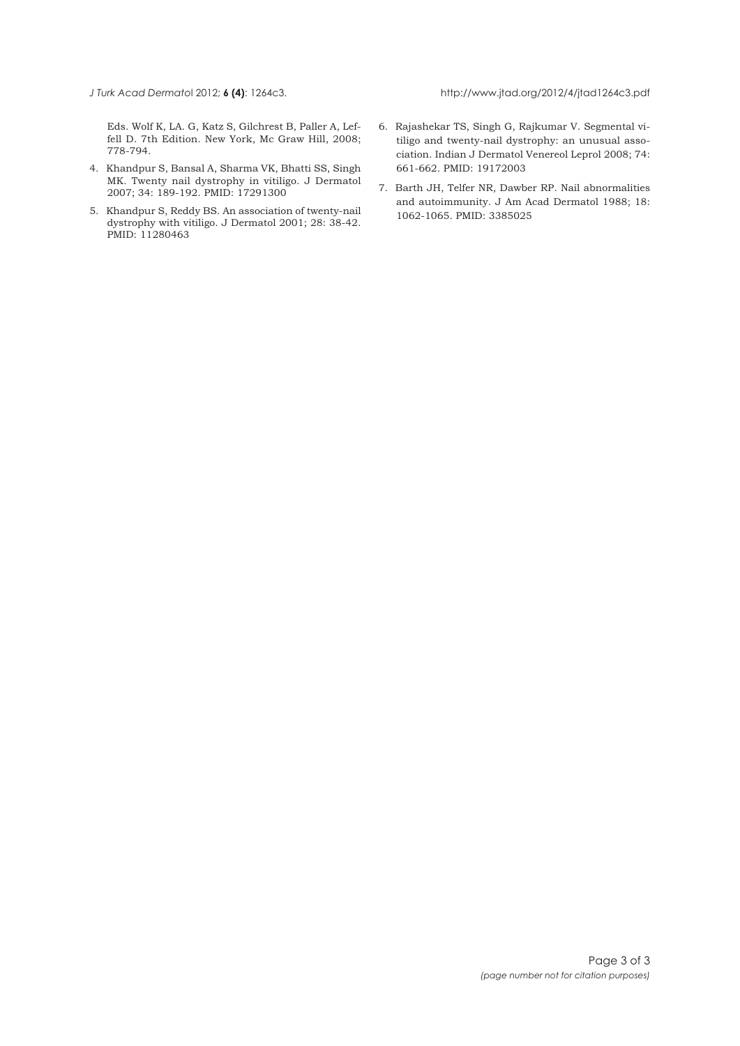Eds. Wolf K, LA. G, Katz S, Gilchrest B, Paller A, Leffell D. 7th Edition. New York, Mc Graw Hill, 2008; 778-794.

4. Khandpur S, Bansal A, Sharma VK, Bhatti SS, Singh MK. Twenty nail dystrophy in vitiligo. J Dermatol 2007; 34: 189-192. PMID: 17291300
5. Khandpur S, Reddy BS. An association of twenty-nail dystrophy with vitiligo. J Dermatol 2001; 28: 38-42. PMID: 11280463
6. Rajashekar TS, Singh G, Rajkumar V. Segmental vitiligo and twenty-nail dystrophy: an unusual association. Indian J Dermatol Venereol Leprol 2008; 74: 661-662. PMID: 19172003
7. Barth JH, Telfer NR, Dawber RP. Nail abnormalities and autoimmunity. J Am Acad Dermatol 1988; 18: 1062-1065. PMID: 3385025